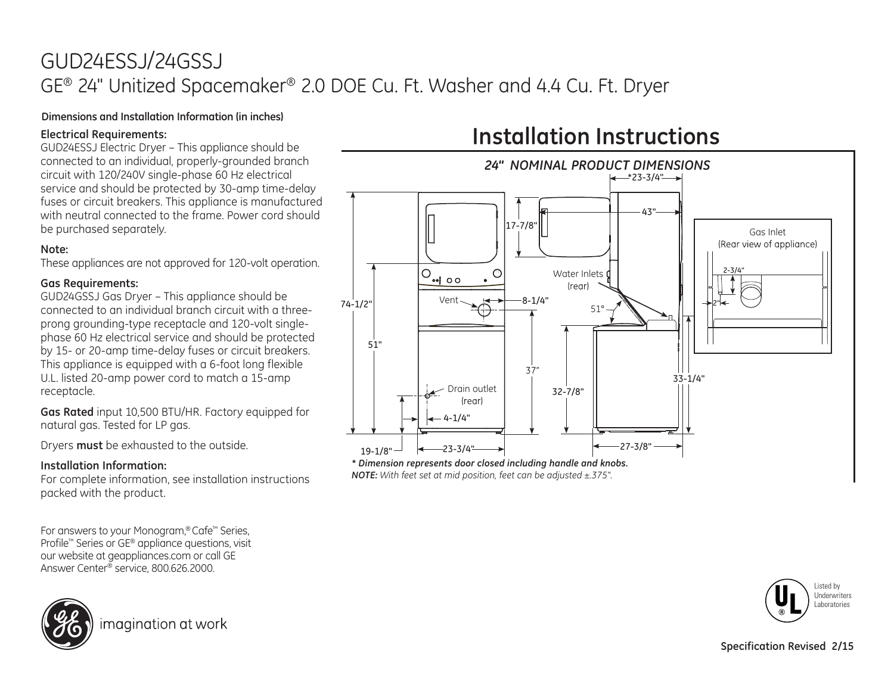# GUD24ESSJ/24GSSJ

## GE® 24" Unitized Spacemaker® 2.0 DOE Cu. Ft. Washer and 4.4 Cu. Ft. Dryer

**Dimensions and Installation Information (in inches)**

**Electrical Requirements:**
GUD24ESSJ Electric Dryer – This appliance should be connected to an individual, properly-grounded branch circuit with 120/240V single-phase 60 Hz electrical service and should be protected by 30-amp time-delay fuses or circuit breakers. This appliance is manufactured with neutral connected to the frame. Power cord should be purchased separately.

**Note:**
These appliances are not approved for 120-volt operation.

**Gas Requirements:**
GUD24GSSJ Gas Dryer – This appliance should be connected to an individual branch circuit with a three-prong grounding-type receptacle and 120-volt single-phase 60 Hz electrical service and should be protected by 15- or 20-amp time-delay fuses or circuit breakers. This appliance is equipped with a 6-foot long flexible U.L. listed 20-amp power cord to match a 15-amp receptacle.

**Gas Rated** input 10,500 BTU/HR. Factory equipped for natural gas. Tested for LP gas.

Dryers **must** be exhausted to the outside.

**Installation Information:**
For complete information, see installation instructions packed with the product.

For answers to your Monogram,® Cafe™ Series, Profile™ Series or GE® appliance questions, visit our website at geappliances.com or call GE Answer Center® service, 800.626.2000.

imagination at work

# Installation Instructions

*24" NOMINAL PRODUCT DIMENSIONS*

*23-3/4"
43"
17-7/8"
Gas Inlet (Rear view of appliance)
2-3/4"
2"
Water Inlets (rear)
Vent
8-1/4"
51°
74-1/2"
51"
37"
33-1/4"
32-7/8"
Drain outlet (rear)
4-1/4"
19-1/8"
23-3/4"
27-3/8"

***** *Dimension represents door closed including handle and knobs.*

***NOTE:*** *With feet set at mid position, feet can be adjusted ±.375".*

Listed by Underwriters Laboratories

**Specification Revised 2/15**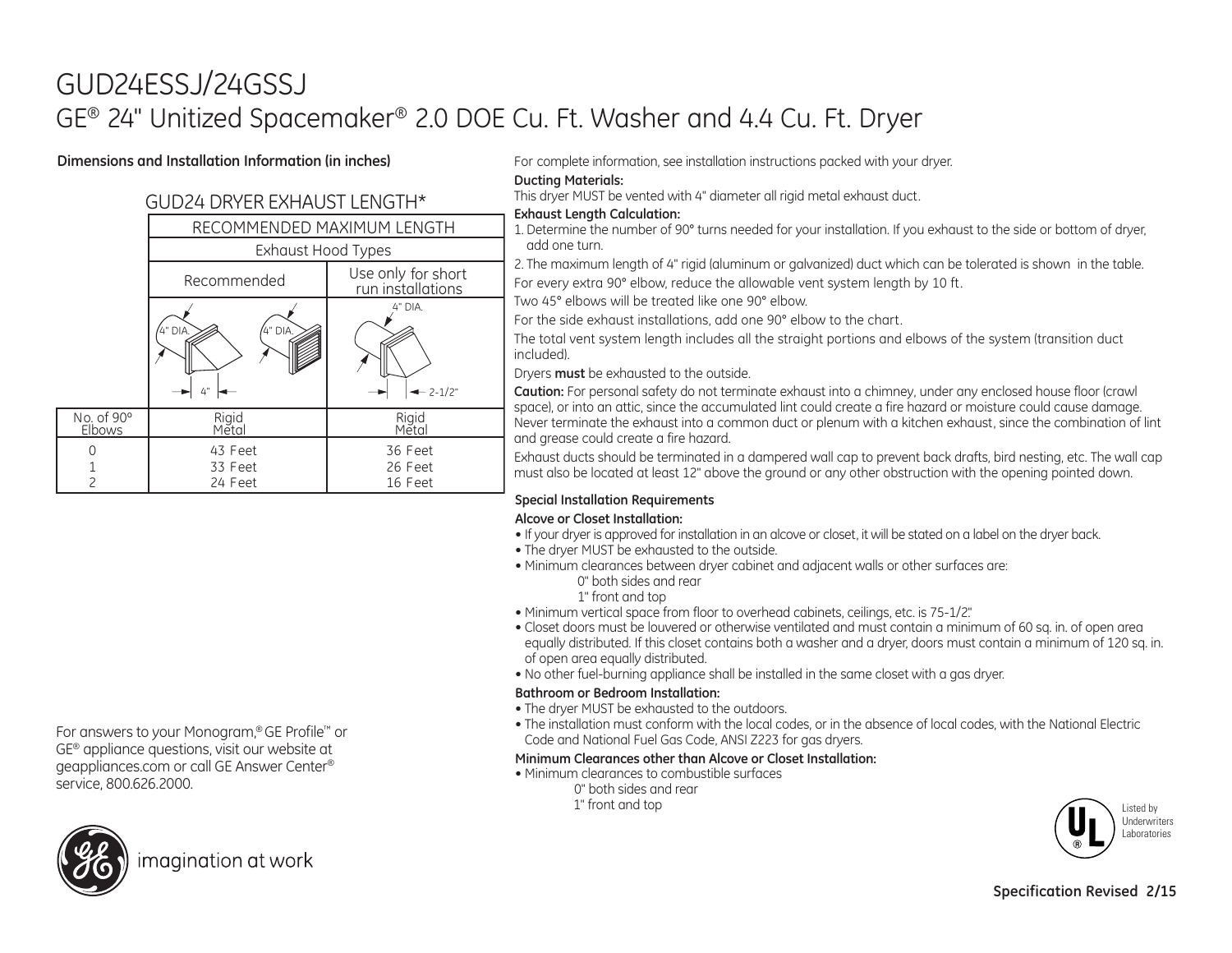# GUD24ESSJ/24GSSJ

## GE® 24" Unitized Spacemaker® 2.0 DOE Cu. Ft. Washer and 4.4 Cu. Ft. Dryer

**Dimensions and Installation Information (in inches)**

### GUD24 DRYER EXHAUST LENGTH*

| | RECOMMENDED MAXIMUM LENGTH | |
|---|---|---|
| | Exhaust Hood Types | |
| | Recommended | Use only for short run installations |
| | 4" DIA. / 4" DIA. / 4" | 4" DIA. / 2-1/2" |
| No. of 90° Elbows | Rigid Metal | Rigid Metal |
| 0 | 43 Feet | 36 Feet |
| 1 | 33 Feet | 26 Feet |
| 2 | 24 Feet | 16 Feet |

For answers to your Monogram,® GE Profile™ or GE® appliance questions, visit our website at geappliances.com or call GE Answer Center® service, 800.626.2000.

imagination at work

For complete information, see installation instructions packed with your dryer.

**Ducting Materials:**

This dryer MUST be vented with 4" diameter all rigid metal exhaust duct.

**Exhaust Length Calculation:**

1. Determine the number of 90° turns needed for your installation. If you exhaust to the side or bottom of dryer, add one turn.
2. The maximum length of 4" rigid (aluminum or galvanized) duct which can be tolerated is shown in the table.

For every extra 90° elbow, reduce the allowable vent system length by 10 ft.

Two 45° elbows will be treated like one 90° elbow.

For the side exhaust installations, add one 90° elbow to the chart.

The total vent system length includes all the straight portions and elbows of the system (transition duct included).

Dryers **must** be exhausted to the outside.

**Caution:** For personal safety do not terminate exhaust into a chimney, under any enclosed house floor (crawl space), or into an attic, since the accumulated lint could create a fire hazard or moisture could cause damage. Never terminate the exhaust into a common duct or plenum with a kitchen exhaust, since the combination of lint and grease could create a fire hazard.

Exhaust ducts should be terminated in a dampered wall cap to prevent back drafts, bird nesting, etc. The wall cap must also be located at least 12" above the ground or any other obstruction with the opening pointed down.

**Special Installation Requirements**

**Alcove or Closet Installation:**

- If your dryer is approved for installation in an alcove or closet, it will be stated on a label on the dryer back.
- The dryer MUST be exhausted to the outside.
- Minimum clearances between dryer cabinet and adjacent walls or other surfaces are:
  - 0" both sides and rear
  - 1" front and top
- Minimum vertical space from floor to overhead cabinets, ceilings, etc. is 75-1/2".
- Closet doors must be louvered or otherwise ventilated and must contain a minimum of 60 sq. in. of open area equally distributed. If this closet contains both a washer and a dryer, doors must contain a minimum of 120 sq. in. of open area equally distributed.
- No other fuel-burning appliance shall be installed in the same closet with a gas dryer.

**Bathroom or Bedroom Installation:**

- The dryer MUST be exhausted to the outdoors.
- The installation must conform with the local codes, or in the absence of local codes, with the National Electric Code and National Fuel Gas Code, ANSI Z223 for gas dryers.

**Minimum Clearances other than Alcove or Closet Installation:**

- Minimum clearances to combustible surfaces
  - 0" both sides and rear
  - 1" front and top

Listed by Underwriters Laboratories

**Specification Revised 2/15**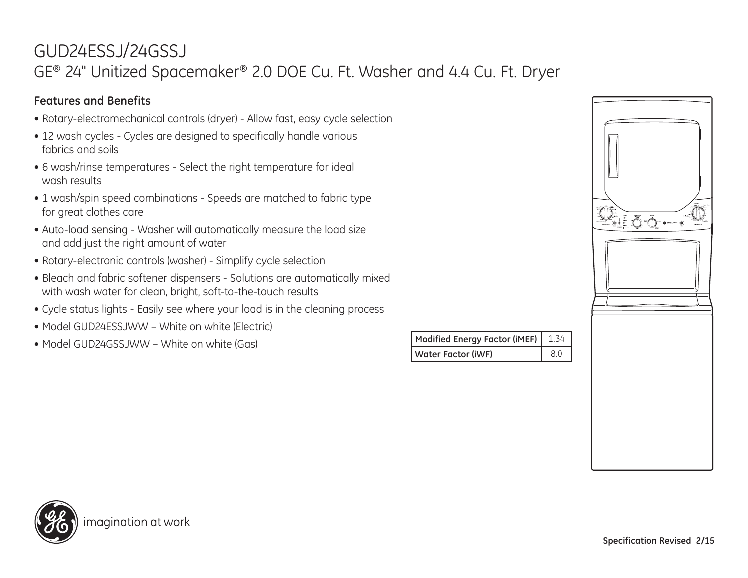# GUD24ESSJ/24GSSJ

## GE® 24" Unitized Spacemaker® 2.0 DOE Cu. Ft. Washer and 4.4 Cu. Ft. Dryer

### Features and Benefits

- Rotary-electromechanical controls (dryer) - Allow fast, easy cycle selection
- 12 wash cycles - Cycles are designed to specifically handle various fabrics and soils
- 6 wash/rinse temperatures - Select the right temperature for ideal wash results
- 1 wash/spin speed combinations - Speeds are matched to fabric type for great clothes care
- Auto-load sensing - Washer will automatically measure the load size and add just the right amount of water
- Rotary-electronic controls (washer) - Simplify cycle selection
- Bleach and fabric softener dispensers - Solutions are automatically mixed with wash water for clean, bright, soft-to-the-touch results
- Cycle status lights - Easily see where your load is in the cleaning process
- Model GUD24ESSJWW – White on white (Electric)
- Model GUD24GSSJWW – White on white (Gas)

| | |
|---|---|
| **Modified Energy Factor (iMEF)** | 1.34 |
| **Water Factor (iWF)** | 8.0 |

imagination at work

**Specification Revised 2/15**